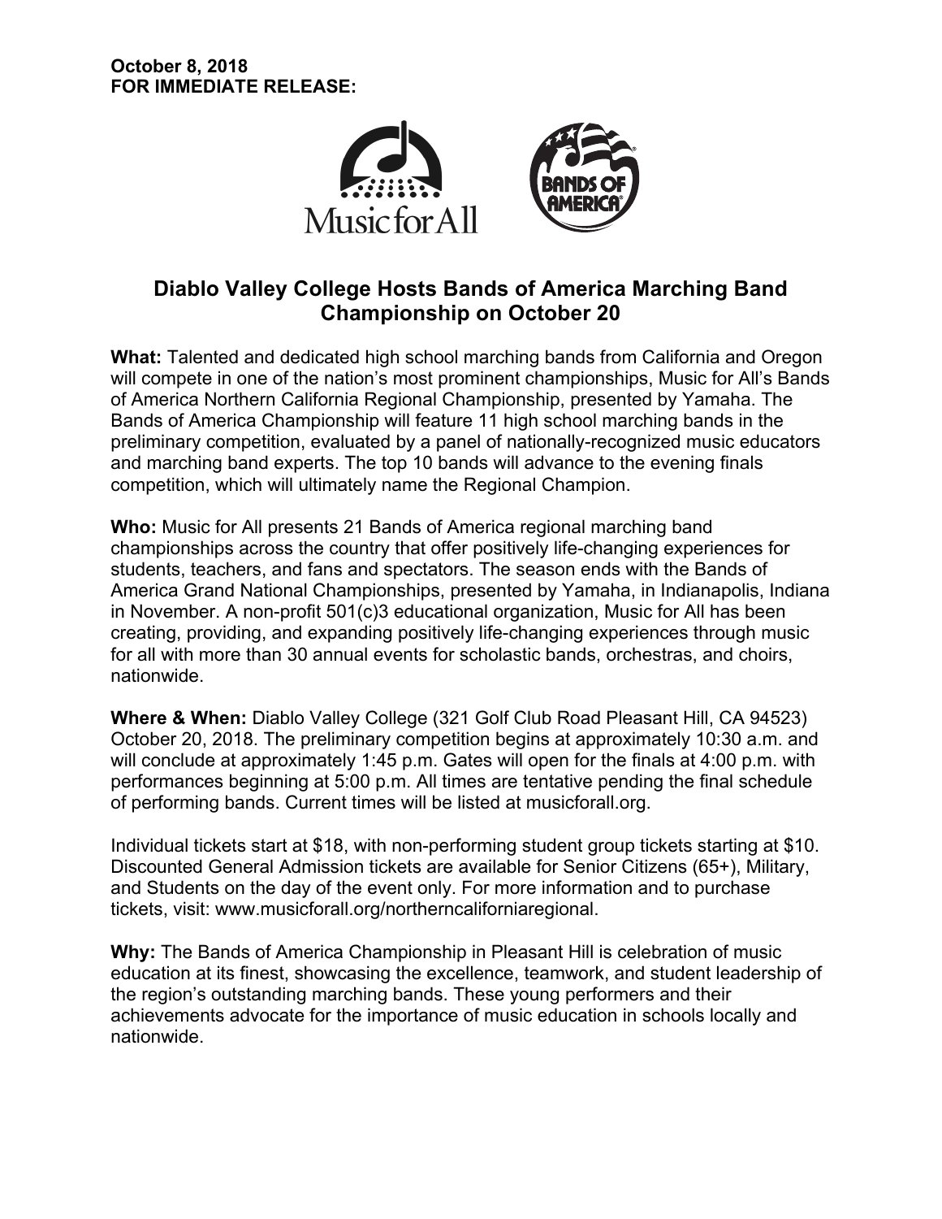**October 8, 2018**
**FOR IMMEDIATE RELEASE:**

# Diablo Valley College Hosts Bands of America Marching Band Championship on October 20

**What:** Talented and dedicated high school marching bands from California and Oregon will compete in one of the nation's most prominent championships, Music for All's Bands of America Northern California Regional Championship, presented by Yamaha. The Bands of America Championship will feature 11 high school marching bands in the preliminary competition, evaluated by a panel of nationally-recognized music educators and marching band experts. The top 10 bands will advance to the evening finals competition, which will ultimately name the Regional Champion.

**Who:** Music for All presents 21 Bands of America regional marching band championships across the country that offer positively life-changing experiences for students, teachers, and fans and spectators. The season ends with the Bands of America Grand National Championships, presented by Yamaha, in Indianapolis, Indiana in November. A non-profit 501(c)3 educational organization, Music for All has been creating, providing, and expanding positively life-changing experiences through music for all with more than 30 annual events for scholastic bands, orchestras, and choirs, nationwide.

**Where & When:** Diablo Valley College (321 Golf Club Road Pleasant Hill, CA 94523) October 20, 2018. The preliminary competition begins at approximately 10:30 a.m. and will conclude at approximately 1:45 p.m. Gates will open for the finals at 4:00 p.m. with performances beginning at 5:00 p.m. All times are tentative pending the final schedule of performing bands. Current times will be listed at musicforall.org.

Individual tickets start at $18, with non-performing student group tickets starting at $10. Discounted General Admission tickets are available for Senior Citizens (65+), Military, and Students on the day of the event only. For more information and to purchase tickets, visit: www.musicforall.org/northerncaliforniaregional.

**Why:** The Bands of America Championship in Pleasant Hill is celebration of music education at its finest, showcasing the excellence, teamwork, and student leadership of the region's outstanding marching bands. These young performers and their achievements advocate for the importance of music education in schools locally and nationwide.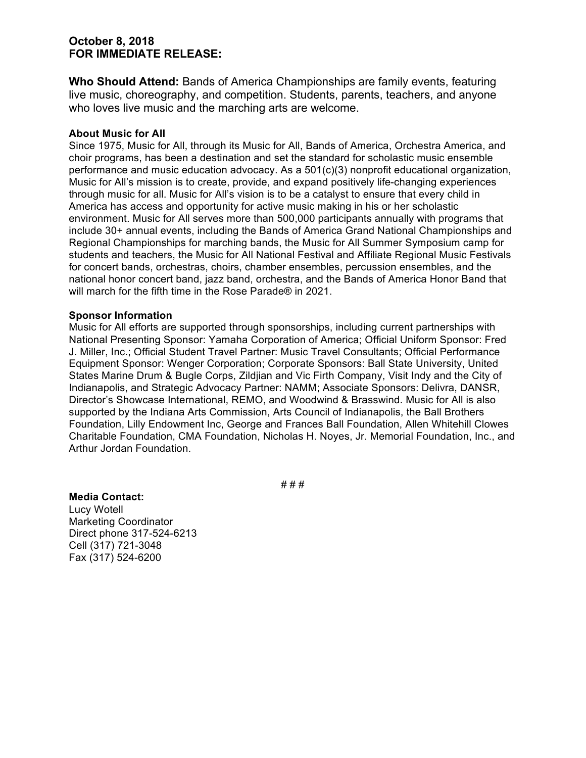**October 8, 2018**
**FOR IMMEDIATE RELEASE:**

**Who Should Attend:** Bands of America Championships are family events, featuring live music, choreography, and competition. Students, parents, teachers, and anyone who loves live music and the marching arts are welcome.

**About Music for All**

Since 1975, Music for All, through its Music for All, Bands of America, Orchestra America, and choir programs, has been a destination and set the standard for scholastic music ensemble performance and music education advocacy. As a 501(c)(3) nonprofit educational organization, Music for All's mission is to create, provide, and expand positively life-changing experiences through music for all. Music for All's vision is to be a catalyst to ensure that every child in America has access and opportunity for active music making in his or her scholastic environment. Music for All serves more than 500,000 participants annually with programs that include 30+ annual events, including the Bands of America Grand National Championships and Regional Championships for marching bands, the Music for All Summer Symposium camp for students and teachers, the Music for All National Festival and Affiliate Regional Music Festivals for concert bands, orchestras, choirs, chamber ensembles, percussion ensembles, and the national honor concert band, jazz band, orchestra, and the Bands of America Honor Band that will march for the fifth time in the Rose Parade® in 2021.

**Sponsor Information**

Music for All efforts are supported through sponsorships, including current partnerships with National Presenting Sponsor: Yamaha Corporation of America; Official Uniform Sponsor: Fred J. Miller, Inc.; Official Student Travel Partner: Music Travel Consultants; Official Performance Equipment Sponsor: Wenger Corporation; Corporate Sponsors: Ball State University, United States Marine Drum & Bugle Corps, Zildjian and Vic Firth Company, Visit Indy and the City of Indianapolis, and Strategic Advocacy Partner: NAMM; Associate Sponsors: Delivra, DANSR, Director's Showcase International, REMO, and Woodwind & Brasswind. Music for All is also supported by the Indiana Arts Commission, Arts Council of Indianapolis, the Ball Brothers Foundation, Lilly Endowment Inc, George and Frances Ball Foundation, Allen Whitehill Clowes Charitable Foundation, CMA Foundation, Nicholas H. Noyes, Jr. Memorial Foundation, Inc., and Arthur Jordan Foundation.

# # #

**Media Contact:**
Lucy Wotell
Marketing Coordinator
Direct phone 317-524-6213
Cell (317) 721-3048
Fax (317) 524-6200